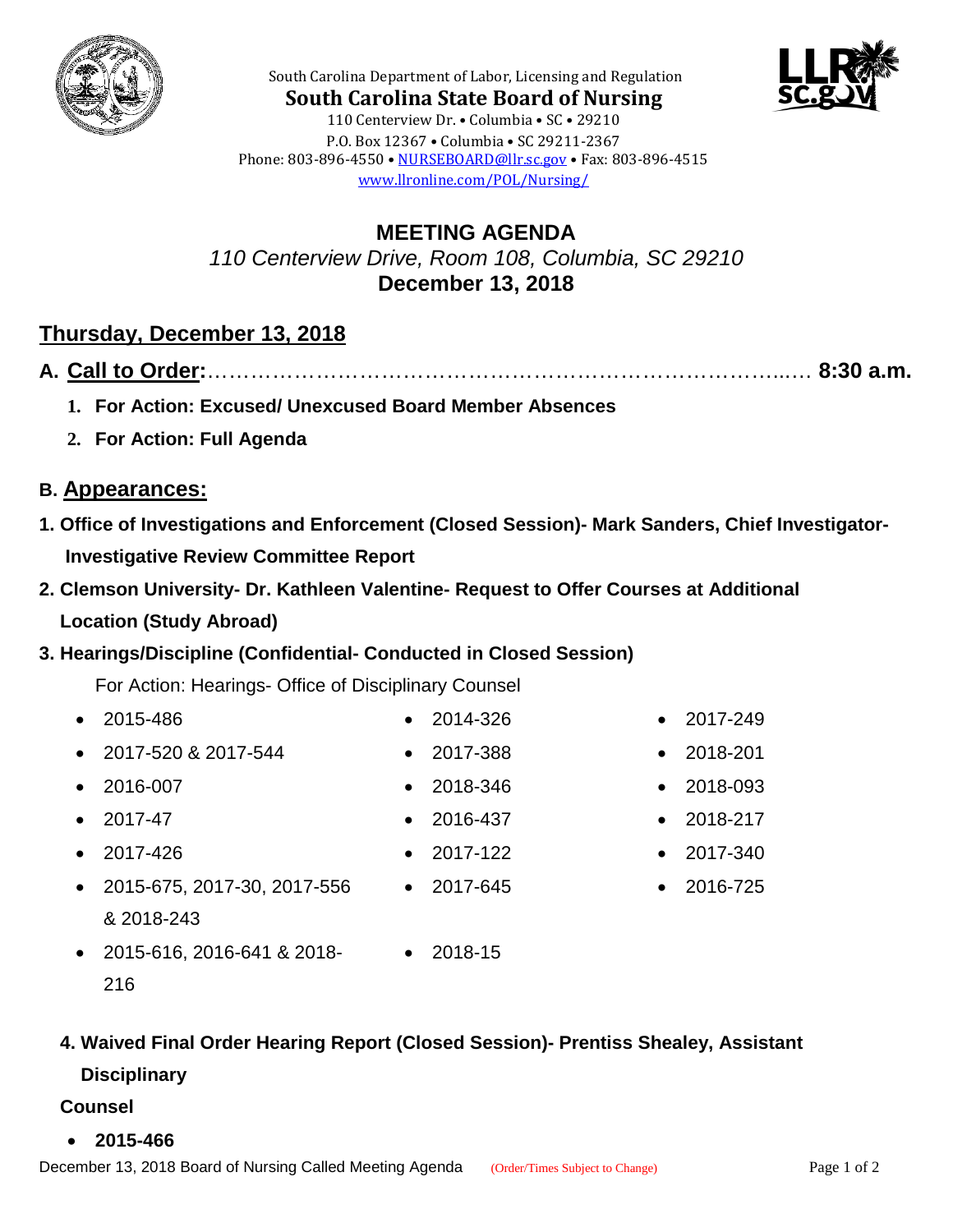South Carolina Department of Labor, Licensing and Regulation

**South Carolina State Board of Nursing**

110 Centerview Dr. • Columbia • SC • 29210
P.O. Box 12367 • Columbia • SC 29211-2367
Phone: 803-896-4550 • NURSEBOARD@llr.sc.gov • Fax: 803-896-4515
www.llronline.com/POL/Nursing/

# MEETING AGENDA

*110 Centerview Drive, Room 108, Columbia, SC 29210*

**December 13, 2018**

## Thursday, December 13, 2018

**A. Call to Order:**………………………………………………………………………….…. **8:30 a.m.**

1. **For Action: Excused/ Unexcused Board Member Absences**
2. **For Action: Full Agenda**

**B. Appearances:**

1. **Office of Investigations and Enforcement (Closed Session)- Mark Sanders, Chief Investigator- Investigative Review Committee Report**
2. **Clemson University- Dr. Kathleen Valentine- Request to Offer Courses at Additional Location (Study Abroad)**
3. **Hearings/Discipline (Confidential- Conducted in Closed Session)**

   For Action: Hearings- Office of Disciplinary Counsel

   - 2015-486
   - 2017-520 & 2017-544
   - 2016-007
   - 2017-47
   - 2017-426
   - 2015-675, 2017-30, 2017-556 & 2018-243
   - 2015-616, 2016-641 & 2018-216
   - 2014-326
   - 2017-388
   - 2018-346
   - 2016-437
   - 2017-122
   - 2017-645
   - 2018-15
   - 2017-249
   - 2018-201
   - 2018-093
   - 2018-217
   - 2017-340
   - 2016-725

4. **Waived Final Order Hearing Report (Closed Session)- Prentiss Shealey, Assistant Disciplinary Counsel**

   - **2015-466**

December 13, 2018 Board of Nursing Called Meeting Agenda (Order/Times Subject to Change)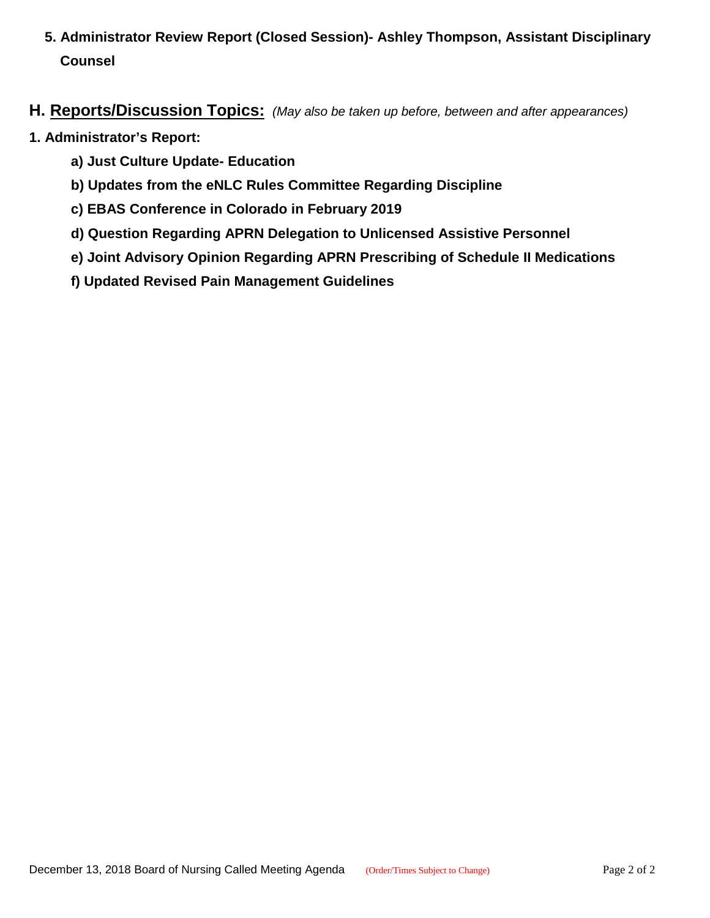5. **Administrator Review Report (Closed Session)- Ashley Thompson, Assistant Disciplinary Counsel**

## H. <u>Reports/Discussion Topics:</u> *(May also be taken up before, between and after appearances)*

**1. Administrator's Report:**

- **a) Just Culture Update- Education**
- **b) Updates from the eNLC Rules Committee Regarding Discipline**
- **c) EBAS Conference in Colorado in February 2019**
- **d) Question Regarding APRN Delegation to Unlicensed Assistive Personnel**
- **e) Joint Advisory Opinion Regarding APRN Prescribing of Schedule II Medications**
- **f) Updated Revised Pain Management Guidelines**